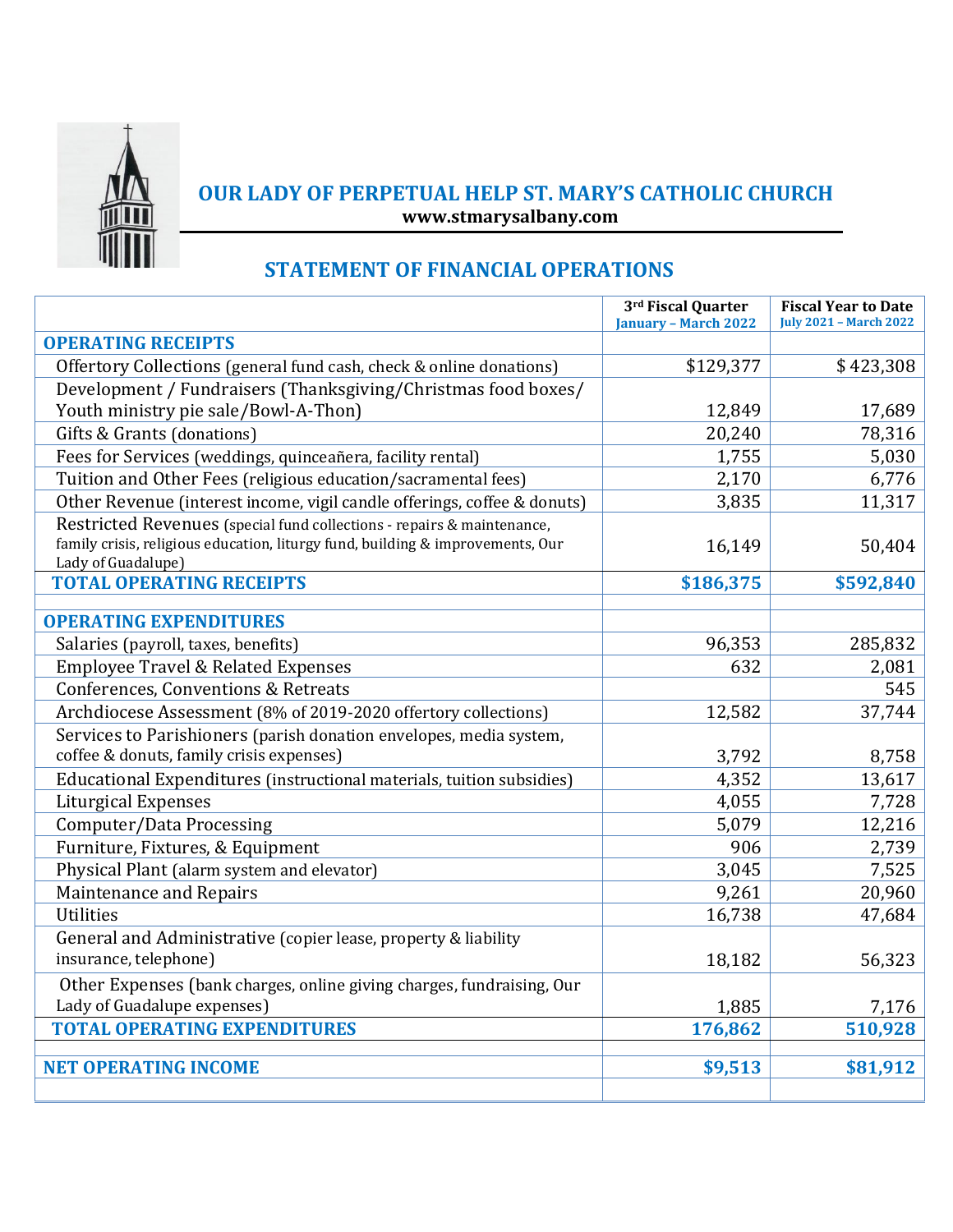# OUR LADY OF PERPETUAL HELP ST. MARY'S CATHOLIC CHURCH

**www.stmarysalbany.com**

## STATEMENT OF FINANCIAL OPERATIONS

| | 3rd Fiscal Quarter January – March 2022 | Fiscal Year to Date July 2021 – March 2022 |
|---|---|---|
| **OPERATING RECEIPTS** | | |
| Offertory Collections (general fund cash, check & online donations) | $129,377 | $ 423,308 |
| Development / Fundraisers (Thanksgiving/Christmas food boxes/ Youth ministry pie sale/Bowl-A-Thon) | 12,849 | 17,689 |
| Gifts & Grants (donations) | 20,240 | 78,316 |
| Fees for Services (weddings, quinceañera, facility rental) | 1,755 | 5,030 |
| Tuition and Other Fees (religious education/sacramental fees) | 2,170 | 6,776 |
| Other Revenue (interest income, vigil candle offerings, coffee & donuts) | 3,835 | 11,317 |
| Restricted Revenues (special fund collections - repairs & maintenance, family crisis, religious education, liturgy fund, building & improvements, Our Lady of Guadalupe) | 16,149 | 50,404 |
| **TOTAL OPERATING RECEIPTS** | **$186,375** | **$592,840** |
| | | |
| **OPERATING EXPENDITURES** | | |
| Salaries (payroll, taxes, benefits) | 96,353 | 285,832 |
| Employee Travel & Related Expenses | 632 | 2,081 |
| Conferences, Conventions & Retreats | | 545 |
| Archdiocese Assessment (8% of 2019-2020 offertory collections) | 12,582 | 37,744 |
| Services to Parishioners (parish donation envelopes, media system, coffee & donuts, family crisis expenses) | 3,792 | 8,758 |
| Educational Expenditures (instructional materials, tuition subsidies) | 4,352 | 13,617 |
| Liturgical Expenses | 4,055 | 7,728 |
| Computer/Data Processing | 5,079 | 12,216 |
| Furniture, Fixtures, & Equipment | 906 | 2,739 |
| Physical Plant (alarm system and elevator) | 3,045 | 7,525 |
| Maintenance and Repairs | 9,261 | 20,960 |
| Utilities | 16,738 | 47,684 |
| General and Administrative (copier lease, property & liability insurance, telephone) | 18,182 | 56,323 |
| Other Expenses (bank charges, online giving charges, fundraising, Our Lady of Guadalupe expenses) | 1,885 | 7,176 |
| **TOTAL OPERATING EXPENDITURES** | **176,862** | **510,928** |
| | | |
| **NET OPERATING INCOME** | **$9,513** | **$81,912** |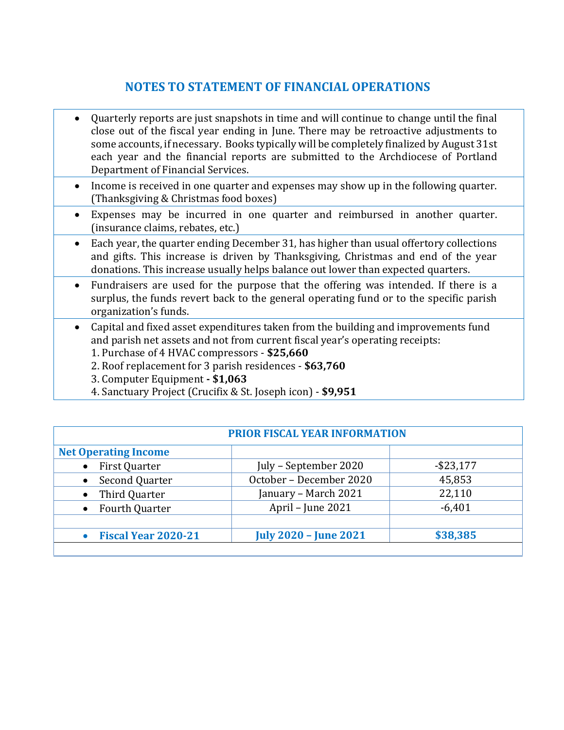## NOTES TO STATEMENT OF FINANCIAL OPERATIONS

- Quarterly reports are just snapshots in time and will continue to change until the final close out of the fiscal year ending in June. There may be retroactive adjustments to some accounts, if necessary. Books typically will be completely finalized by August 31st each year and the financial reports are submitted to the Archdiocese of Portland Department of Financial Services.
- Income is received in one quarter and expenses may show up in the following quarter. (Thanksgiving & Christmas food boxes)
- Expenses may be incurred in one quarter and reimbursed in another quarter. (insurance claims, rebates, etc.)
- Each year, the quarter ending December 31, has higher than usual offertory collections and gifts. This increase is driven by Thanksgiving, Christmas and end of the year donations. This increase usually helps balance out lower than expected quarters.
- Fundraisers are used for the purpose that the offering was intended. If there is a surplus, the funds revert back to the general operating fund or to the specific parish organization's funds.
- Capital and fixed asset expenditures taken from the building and improvements fund and parish net assets and not from current fiscal year's operating receipts:
  1. Purchase of 4 HVAC compressors - **$25,660**
  2. Roof replacement for 3 parish residences - **$63,760**
  3. Computer Equipment **- $1,063**
  4. Sanctuary Project (Crucifix & St. Joseph icon) - **$9,951**

| PRIOR FISCAL YEAR INFORMATION | | |
|---|---|---|
| **Net Operating Income** | | |
| • First Quarter | July – September 2020 | -$23,177 |
| • Second Quarter | October – December 2020 | 45,853 |
| • Third Quarter | January – March 2021 | 22,110 |
| • Fourth Quarter | April – June 2021 | -6,401 |
| | | |
| • **Fiscal Year 2020-21** | **July 2020 – June 2021** | **$38,385** |